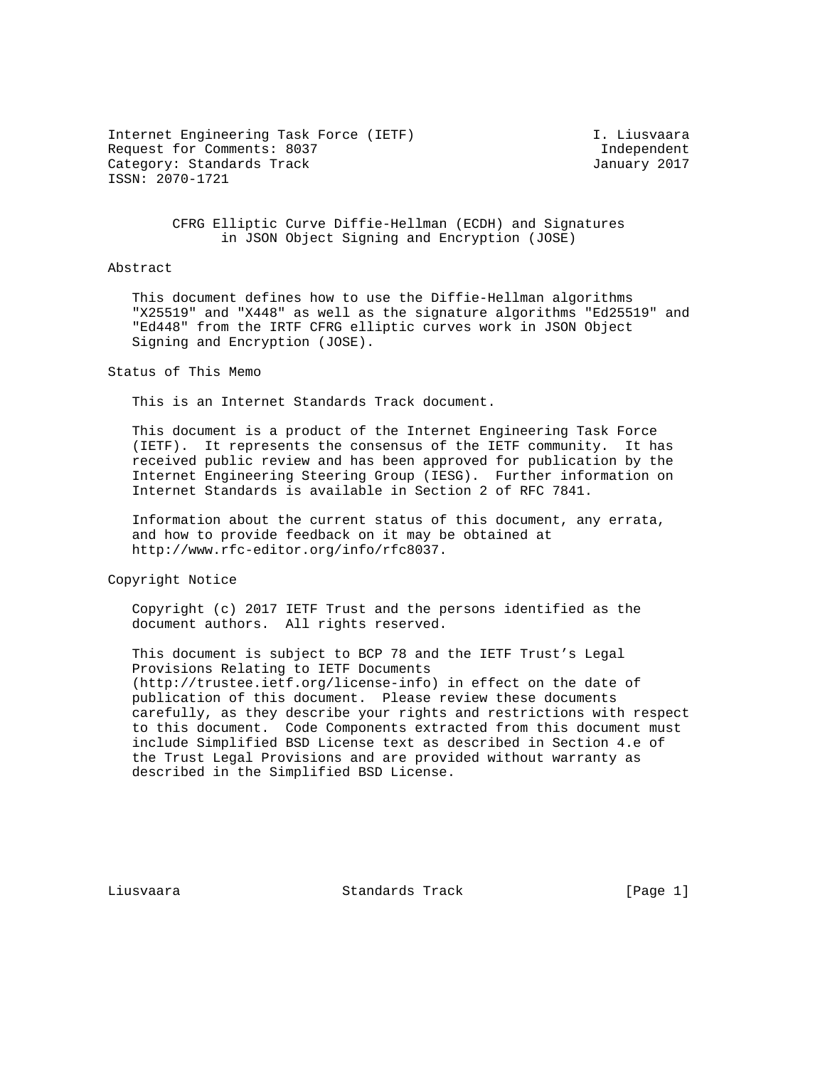Internet Engineering Task Force (IETF)                    I. Liusvaara
Request for Comments: 8037                                 Independent
Category: Standards Track                                 January 2017
ISSN: 2070-1721

# CFRG Elliptic Curve Diffie-Hellman (ECDH) and Signatures in JSON Object Signing and Encryption (JOSE)

## Abstract

This document defines how to use the Diffie-Hellman algorithms "X25519" and "X448" as well as the signature algorithms "Ed25519" and "Ed448" from the IRTF CFRG elliptic curves work in JSON Object Signing and Encryption (JOSE).

## Status of This Memo

This is an Internet Standards Track document.

This document is a product of the Internet Engineering Task Force (IETF). It represents the consensus of the IETF community. It has received public review and has been approved for publication by the Internet Engineering Steering Group (IESG). Further information on Internet Standards is available in Section 2 of RFC 7841.

Information about the current status of this document, any errata, and how to provide feedback on it may be obtained at http://www.rfc-editor.org/info/rfc8037.

## Copyright Notice

Copyright (c) 2017 IETF Trust and the persons identified as the document authors. All rights reserved.

This document is subject to BCP 78 and the IETF Trust's Legal Provisions Relating to IETF Documents (http://trustee.ietf.org/license-info) in effect on the date of publication of this document. Please review these documents carefully, as they describe your rights and restrictions with respect to this document. Code Components extracted from this document must include Simplified BSD License text as described in Section 4.e of the Trust Legal Provisions and are provided without warranty as described in the Simplified BSD License.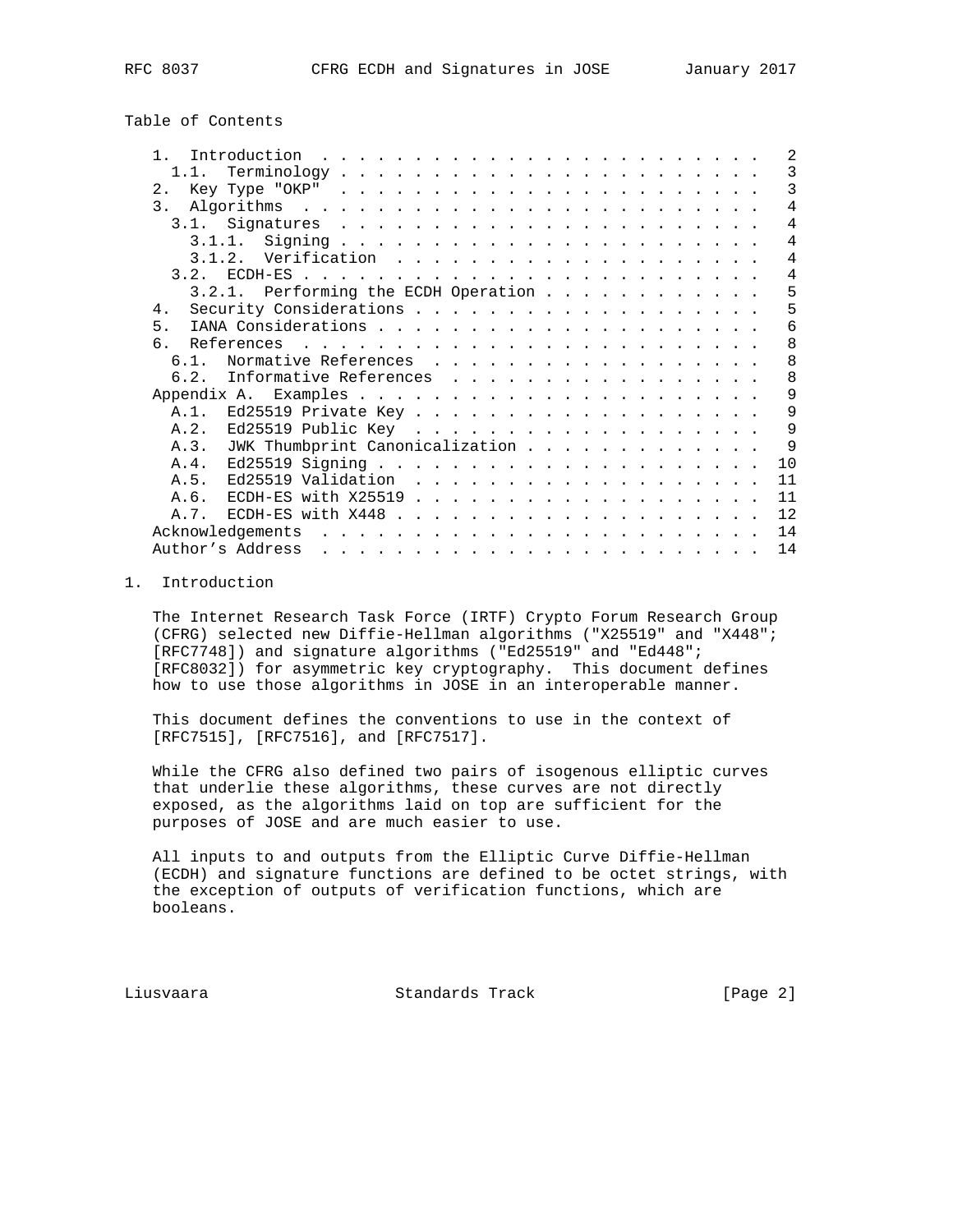Table of Contents

```
   1.  Introduction  . . . . . . . . . . . . . . . . . . . . . . . .   2
     1.1.  Terminology . . . . . . . . . . . . . . . . . . . . . . .   3
   2.  Key Type "OKP"  . . . . . . . . . . . . . . . . . . . . . . .   3
   3.  Algorithms  . . . . . . . . . . . . . . . . . . . . . . . . .   4
     3.1.  Signatures  . . . . . . . . . . . . . . . . . . . . . . .   4
       3.1.1.  Signing . . . . . . . . . . . . . . . . . . . . . . .   4
       3.1.2.  Verification  . . . . . . . . . . . . . . . . . . . .   4
     3.2.  ECDH-ES . . . . . . . . . . . . . . . . . . . . . . . . .   4
       3.2.1.  Performing the ECDH Operation . . . . . . . . . . . .   5
   4.  Security Considerations . . . . . . . . . . . . . . . . . . .   5
   5.  IANA Considerations . . . . . . . . . . . . . . . . . . . . .   6
   6.  References  . . . . . . . . . . . . . . . . . . . . . . . . .   8
     6.1.  Normative References  . . . . . . . . . . . . . . . . . .   8
     6.2.  Informative References  . . . . . . . . . . . . . . . . .   8
   Appendix A.  Examples . . . . . . . . . . . . . . . . . . . . . .   9
     A.1.  Ed25519 Private Key . . . . . . . . . . . . . . . . . . .   9
     A.2.  Ed25519 Public Key  . . . . . . . . . . . . . . . . . . .   9
     A.3.  JWK Thumbprint Canonicalization . . . . . . . . . . . . .   9
     A.4.  Ed25519 Signing . . . . . . . . . . . . . . . . . . . . .  10
     A.5.  Ed25519 Validation  . . . . . . . . . . . . . . . . . . .  11
     A.6.  ECDH-ES with X25519 . . . . . . . . . . . . . . . . . . .  11
     A.7.  ECDH-ES with X448 . . . . . . . . . . . . . . . . . . . .  12
   Acknowledgements  . . . . . . . . . . . . . . . . . . . . . . . .  14
   Author's Address  . . . . . . . . . . . . . . . . . . . . . . . .  14
```

## 1. Introduction

The Internet Research Task Force (IRTF) Crypto Forum Research Group (CFRG) selected new Diffie-Hellman algorithms ("X25519" and "X448"; [RFC7748]) and signature algorithms ("Ed25519" and "Ed448"; [RFC8032]) for asymmetric key cryptography. This document defines how to use those algorithms in JOSE in an interoperable manner.

This document defines the conventions to use in the context of [RFC7515], [RFC7516], and [RFC7517].

While the CFRG also defined two pairs of isogenous elliptic curves that underlie these algorithms, these curves are not directly exposed, as the algorithms laid on top are sufficient for the purposes of JOSE and are much easier to use.

All inputs to and outputs from the Elliptic Curve Diffie-Hellman (ECDH) and signature functions are defined to be octet strings, with the exception of outputs of verification functions, which are booleans.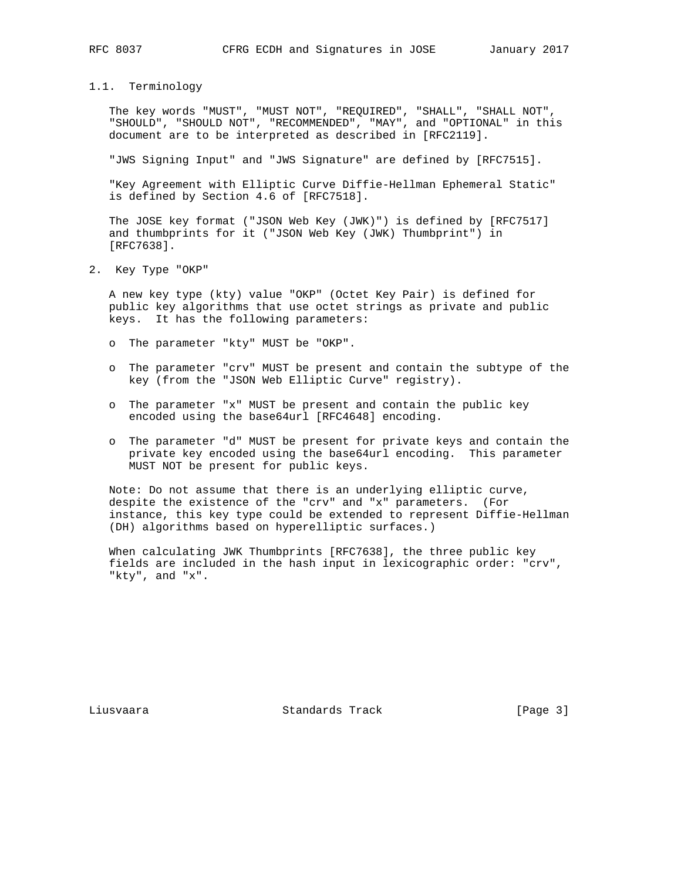### 1.1. Terminology

The key words "MUST", "MUST NOT", "REQUIRED", "SHALL", "SHALL NOT", "SHOULD", "SHOULD NOT", "RECOMMENDED", "MAY", and "OPTIONAL" in this document are to be interpreted as described in [RFC2119].

"JWS Signing Input" and "JWS Signature" are defined by [RFC7515].

"Key Agreement with Elliptic Curve Diffie-Hellman Ephemeral Static" is defined by Section 4.6 of [RFC7518].

The JOSE key format ("JSON Web Key (JWK)") is defined by [RFC7517] and thumbprints for it ("JSON Web Key (JWK) Thumbprint") in [RFC7638].

## 2. Key Type "OKP"

A new key type (kty) value "OKP" (Octet Key Pair) is defined for public key algorithms that use octet strings as private and public keys. It has the following parameters:

- The parameter "kty" MUST be "OKP".
- The parameter "crv" MUST be present and contain the subtype of the key (from the "JSON Web Elliptic Curve" registry).
- The parameter "x" MUST be present and contain the public key encoded using the base64url [RFC4648] encoding.
- The parameter "d" MUST be present for private keys and contain the private key encoded using the base64url encoding. This parameter MUST NOT be present for public keys.

Note: Do not assume that there is an underlying elliptic curve, despite the existence of the "crv" and "x" parameters. (For instance, this key type could be extended to represent Diffie-Hellman (DH) algorithms based on hyperelliptic surfaces.)

When calculating JWK Thumbprints [RFC7638], the three public key fields are included in the hash input in lexicographic order: "crv", "kty", and "x".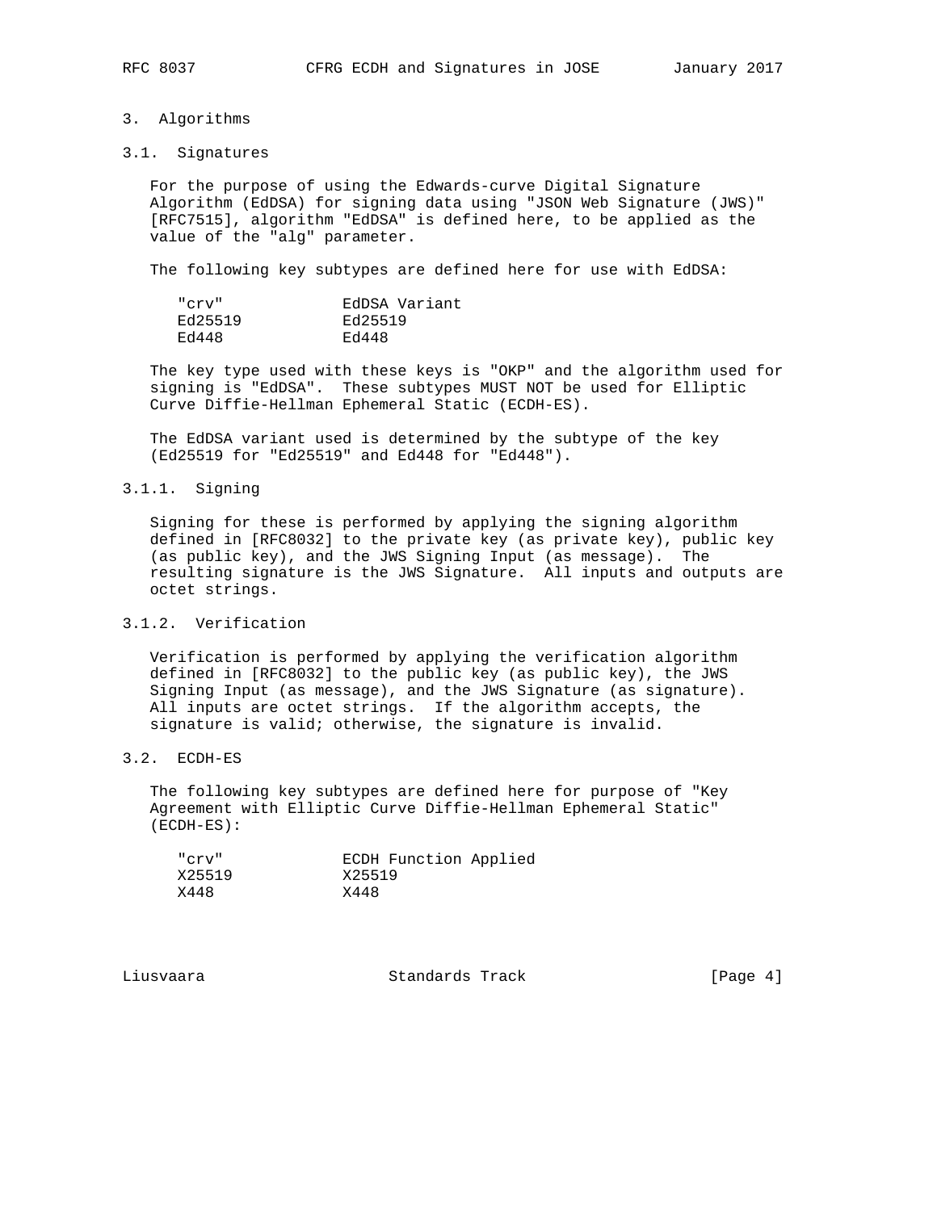## 3. Algorithms

### 3.1. Signatures

For the purpose of using the Edwards-curve Digital Signature Algorithm (EdDSA) for signing data using "JSON Web Signature (JWS)" [RFC7515], algorithm "EdDSA" is defined here, to be applied as the value of the "alg" parameter.

The following key subtypes are defined here for use with EdDSA:

| "crv" | EdDSA Variant |
|---|---|
| Ed25519 | Ed25519 |
| Ed448 | Ed448 |

The key type used with these keys is "OKP" and the algorithm used for signing is "EdDSA". These subtypes MUST NOT be used for Elliptic Curve Diffie-Hellman Ephemeral Static (ECDH-ES).

The EdDSA variant used is determined by the subtype of the key (Ed25519 for "Ed25519" and Ed448 for "Ed448").

#### 3.1.1. Signing

Signing for these is performed by applying the signing algorithm defined in [RFC8032] to the private key (as private key), public key (as public key), and the JWS Signing Input (as message). The resulting signature is the JWS Signature. All inputs and outputs are octet strings.

#### 3.1.2. Verification

Verification is performed by applying the verification algorithm defined in [RFC8032] to the public key (as public key), the JWS Signing Input (as message), and the JWS Signature (as signature). All inputs are octet strings. If the algorithm accepts, the signature is valid; otherwise, the signature is invalid.

### 3.2. ECDH-ES

The following key subtypes are defined here for purpose of "Key Agreement with Elliptic Curve Diffie-Hellman Ephemeral Static" (ECDH-ES):

| "crv" | ECDH Function Applied |
|---|---|
| X25519 | X25519 |
| X448 | X448 |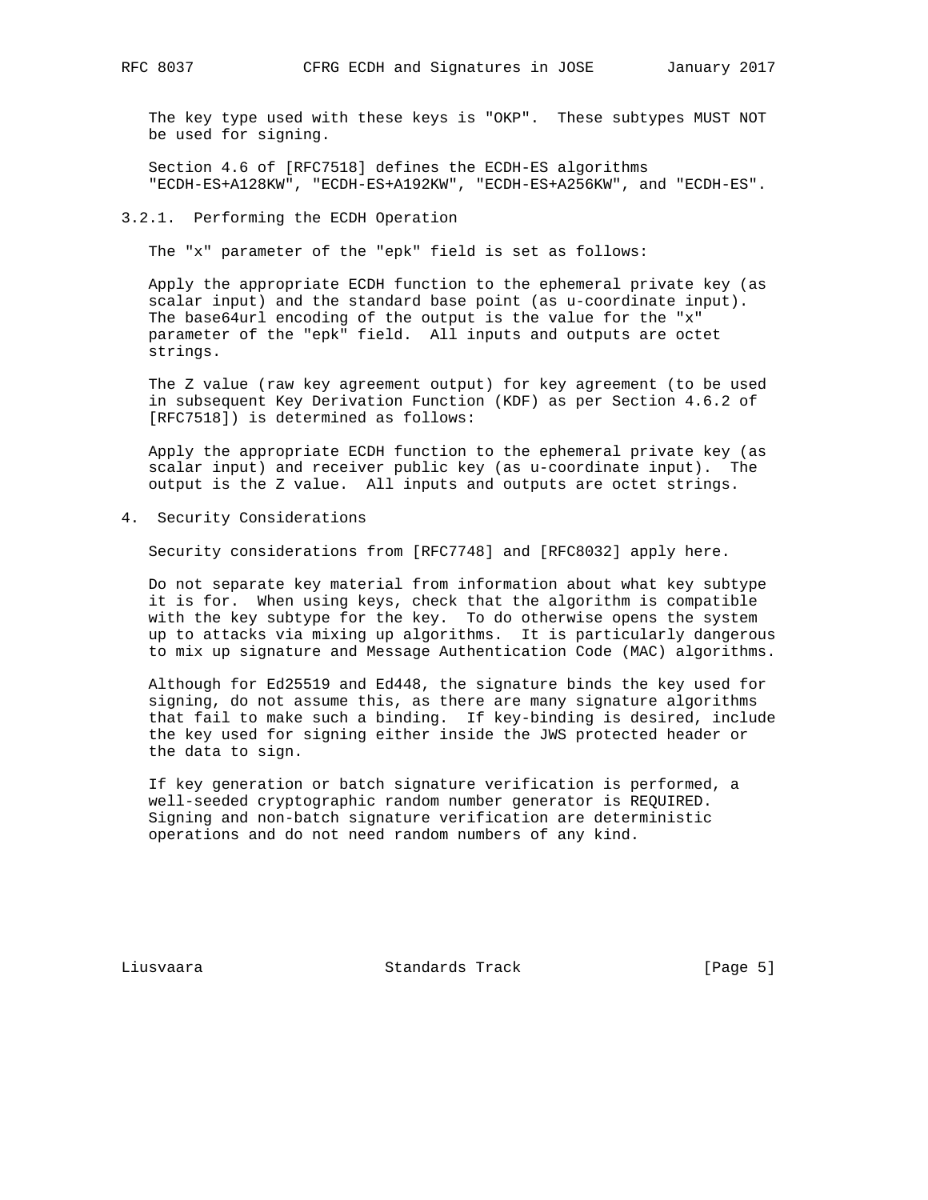The key type used with these keys is "OKP". These subtypes MUST NOT be used for signing.

Section 4.6 of [RFC7518] defines the ECDH-ES algorithms "ECDH-ES+A128KW", "ECDH-ES+A192KW", "ECDH-ES+A256KW", and "ECDH-ES".

### 3.2.1. Performing the ECDH Operation

The "x" parameter of the "epk" field is set as follows:

Apply the appropriate ECDH function to the ephemeral private key (as scalar input) and the standard base point (as u-coordinate input). The base64url encoding of the output is the value for the "x" parameter of the "epk" field. All inputs and outputs are octet strings.

The Z value (raw key agreement output) for key agreement (to be used in subsequent Key Derivation Function (KDF) as per Section 4.6.2 of [RFC7518]) is determined as follows:

Apply the appropriate ECDH function to the ephemeral private key (as scalar input) and receiver public key (as u-coordinate input). The output is the Z value. All inputs and outputs are octet strings.

## 4. Security Considerations

Security considerations from [RFC7748] and [RFC8032] apply here.

Do not separate key material from information about what key subtype it is for. When using keys, check that the algorithm is compatible with the key subtype for the key. To do otherwise opens the system up to attacks via mixing up algorithms. It is particularly dangerous to mix up signature and Message Authentication Code (MAC) algorithms.

Although for Ed25519 and Ed448, the signature binds the key used for signing, do not assume this, as there are many signature algorithms that fail to make such a binding. If key-binding is desired, include the key used for signing either inside the JWS protected header or the data to sign.

If key generation or batch signature verification is performed, a well-seeded cryptographic random number generator is REQUIRED. Signing and non-batch signature verification are deterministic operations and do not need random numbers of any kind.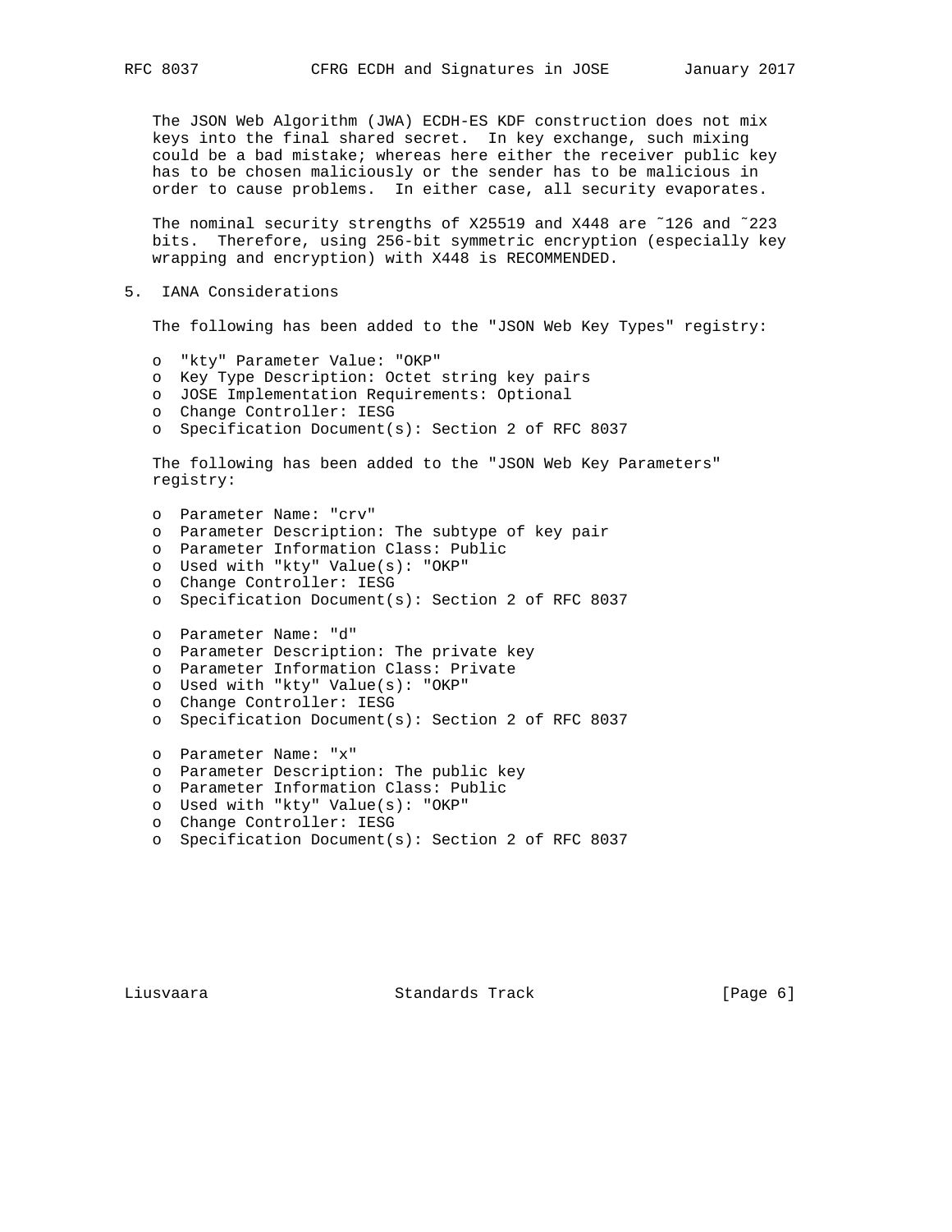The JSON Web Algorithm (JWA) ECDH-ES KDF construction does not mix keys into the final shared secret. In key exchange, such mixing could be a bad mistake; whereas here either the receiver public key has to be chosen maliciously or the sender has to be malicious in order to cause problems. In either case, all security evaporates.

The nominal security strengths of X25519 and X448 are ~126 and ~223 bits. Therefore, using 256-bit symmetric encryption (especially key wrapping and encryption) with X448 is RECOMMENDED.

## 5. IANA Considerations

The following has been added to the "JSON Web Key Types" registry:

- "kty" Parameter Value: "OKP"
- Key Type Description: Octet string key pairs
- JOSE Implementation Requirements: Optional
- Change Controller: IESG
- Specification Document(s): Section 2 of RFC 8037

The following has been added to the "JSON Web Key Parameters" registry:

- Parameter Name: "crv"
- Parameter Description: The subtype of key pair
- Parameter Information Class: Public
- Used with "kty" Value(s): "OKP"
- Change Controller: IESG
- Specification Document(s): Section 2 of RFC 8037

- Parameter Name: "d"
- Parameter Description: The private key
- Parameter Information Class: Private
- Used with "kty" Value(s): "OKP"
- Change Controller: IESG
- Specification Document(s): Section 2 of RFC 8037

- Parameter Name: "x"
- Parameter Description: The public key
- Parameter Information Class: Public
- Used with "kty" Value(s): "OKP"
- Change Controller: IESG
- Specification Document(s): Section 2 of RFC 8037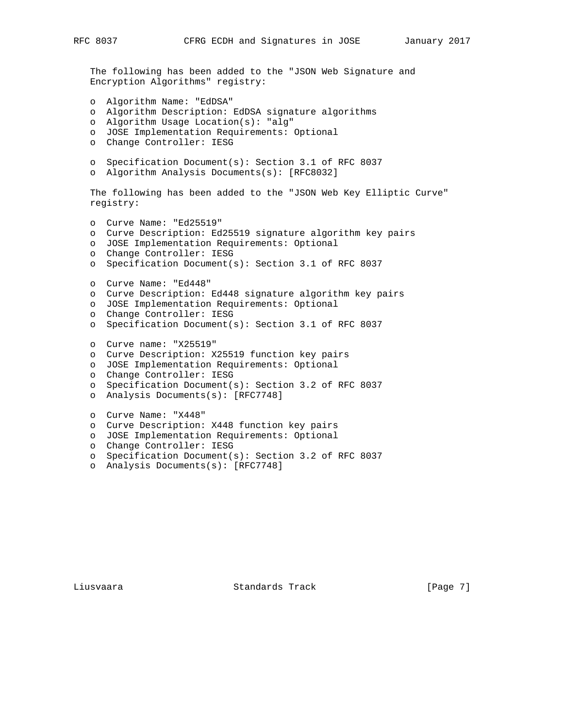The following has been added to the "JSON Web Signature and Encryption Algorithms" registry:

- Algorithm Name: "EdDSA"
- Algorithm Description: EdDSA signature algorithms
- Algorithm Usage Location(s): "alg"
- JOSE Implementation Requirements: Optional
- Change Controller: IESG

- Specification Document(s): Section 3.1 of RFC 8037
- Algorithm Analysis Documents(s): [RFC8032]

The following has been added to the "JSON Web Key Elliptic Curve" registry:

- Curve Name: "Ed25519"
- Curve Description: Ed25519 signature algorithm key pairs
- JOSE Implementation Requirements: Optional
- Change Controller: IESG
- Specification Document(s): Section 3.1 of RFC 8037

- Curve Name: "Ed448"
- Curve Description: Ed448 signature algorithm key pairs
- JOSE Implementation Requirements: Optional
- Change Controller: IESG
- Specification Document(s): Section 3.1 of RFC 8037

- Curve name: "X25519"
- Curve Description: X25519 function key pairs
- JOSE Implementation Requirements: Optional
- Change Controller: IESG
- Specification Document(s): Section 3.2 of RFC 8037
- Analysis Documents(s): [RFC7748]

- Curve Name: "X448"
- Curve Description: X448 function key pairs
- JOSE Implementation Requirements: Optional
- Change Controller: IESG
- Specification Document(s): Section 3.2 of RFC 8037
- Analysis Documents(s): [RFC7748]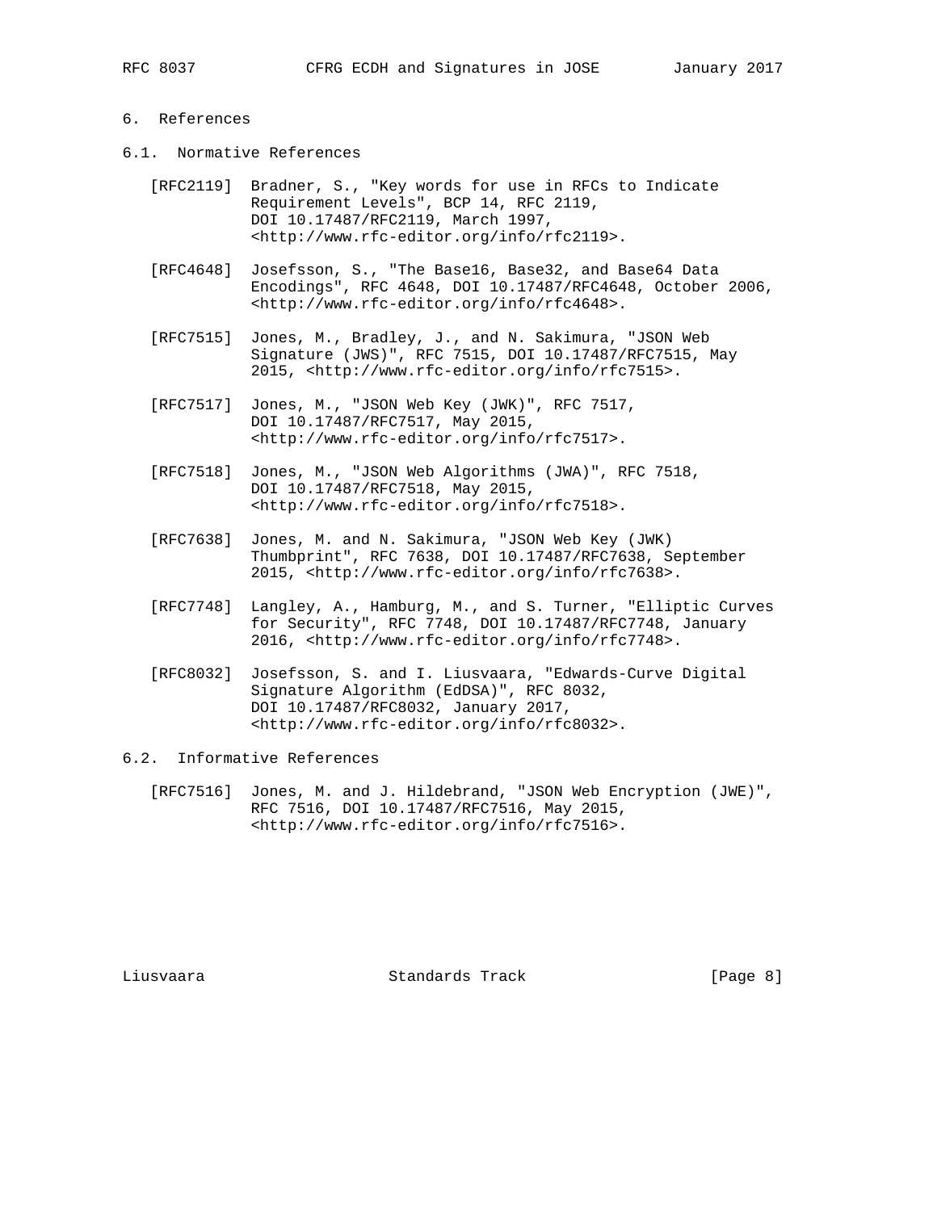## 6. References

### 6.1. Normative References

[RFC2119] Bradner, S., "Key words for use in RFCs to Indicate Requirement Levels", BCP 14, RFC 2119, DOI 10.17487/RFC2119, March 1997, <http://www.rfc-editor.org/info/rfc2119>.

[RFC4648] Josefsson, S., "The Base16, Base32, and Base64 Data Encodings", RFC 4648, DOI 10.17487/RFC4648, October 2006, <http://www.rfc-editor.org/info/rfc4648>.

[RFC7515] Jones, M., Bradley, J., and N. Sakimura, "JSON Web Signature (JWS)", RFC 7515, DOI 10.17487/RFC7515, May 2015, <http://www.rfc-editor.org/info/rfc7515>.

[RFC7517] Jones, M., "JSON Web Key (JWK)", RFC 7517, DOI 10.17487/RFC7517, May 2015, <http://www.rfc-editor.org/info/rfc7517>.

[RFC7518] Jones, M., "JSON Web Algorithms (JWA)", RFC 7518, DOI 10.17487/RFC7518, May 2015, <http://www.rfc-editor.org/info/rfc7518>.

[RFC7638] Jones, M. and N. Sakimura, "JSON Web Key (JWK) Thumbprint", RFC 7638, DOI 10.17487/RFC7638, September 2015, <http://www.rfc-editor.org/info/rfc7638>.

[RFC7748] Langley, A., Hamburg, M., and S. Turner, "Elliptic Curves for Security", RFC 7748, DOI 10.17487/RFC7748, January 2016, <http://www.rfc-editor.org/info/rfc7748>.

[RFC8032] Josefsson, S. and I. Liusvaara, "Edwards-Curve Digital Signature Algorithm (EdDSA)", RFC 8032, DOI 10.17487/RFC8032, January 2017, <http://www.rfc-editor.org/info/rfc8032>.

### 6.2. Informative References

[RFC7516] Jones, M. and J. Hildebrand, "JSON Web Encryption (JWE)", RFC 7516, DOI 10.17487/RFC7516, May 2015, <http://www.rfc-editor.org/info/rfc7516>.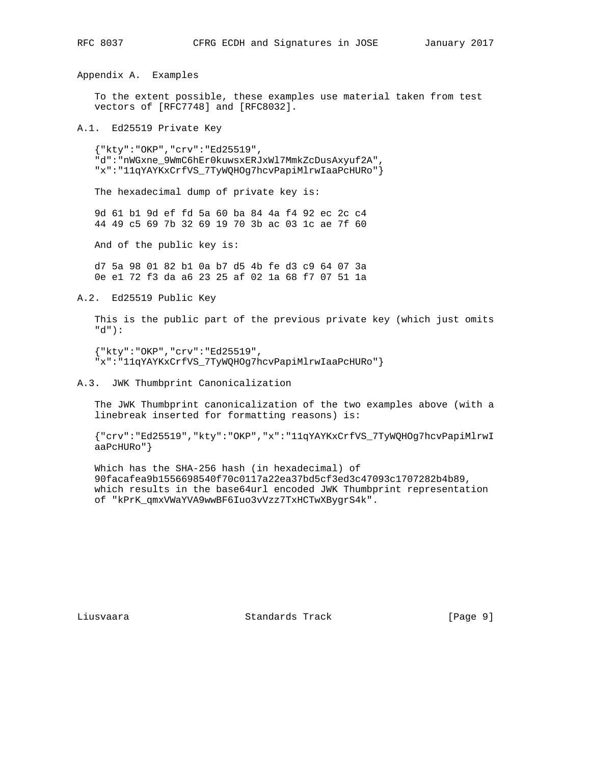## Appendix A. Examples

To the extent possible, these examples use material taken from test vectors of [RFC7748] and [RFC8032].

### A.1. Ed25519 Private Key

```
{"kty":"OKP","crv":"Ed25519",
"d":"nWGxne_9WmC6hEr0kuwsxERJxWl7MmkZcDusAxyuf2A",
"x":"11qYAYKxCrfVS_7TyWQHOg7hcvPapiMlrwIaaPcHURo"}
```

The hexadecimal dump of private key is:

```
9d 61 b1 9d ef fd 5a 60 ba 84 4a f4 92 ec 2c c4
44 49 c5 69 7b 32 69 19 70 3b ac 03 1c ae 7f 60
```

And of the public key is:

```
d7 5a 98 01 82 b1 0a b7 d5 4b fe d3 c9 64 07 3a
0e e1 72 f3 da a6 23 25 af 02 1a 68 f7 07 51 1a
```

### A.2. Ed25519 Public Key

This is the public part of the previous private key (which just omits "d"):

```
{"kty":"OKP","crv":"Ed25519",
"x":"11qYAYKxCrfVS_7TyWQHOg7hcvPapiMlrwIaaPcHURo"}
```

### A.3. JWK Thumbprint Canonicalization

The JWK Thumbprint canonicalization of the two examples above (with a linebreak inserted for formatting reasons) is:

```
{"crv":"Ed25519","kty":"OKP","x":"11qYAYKxCrfVS_7TyWQHOg7hcvPapiMlrwI
aaPcHURo"}
```

Which has the SHA-256 hash (in hexadecimal) of 90facafea9b1556698540f70c0117a22ea37bd5cf3ed3c47093c1707282b4b89, which results in the base64url encoded JWK Thumbprint representation of "kPrK_qmxVWaYVA9wwBF6Iuo3vVzz7TxHCTwXBygrS4k".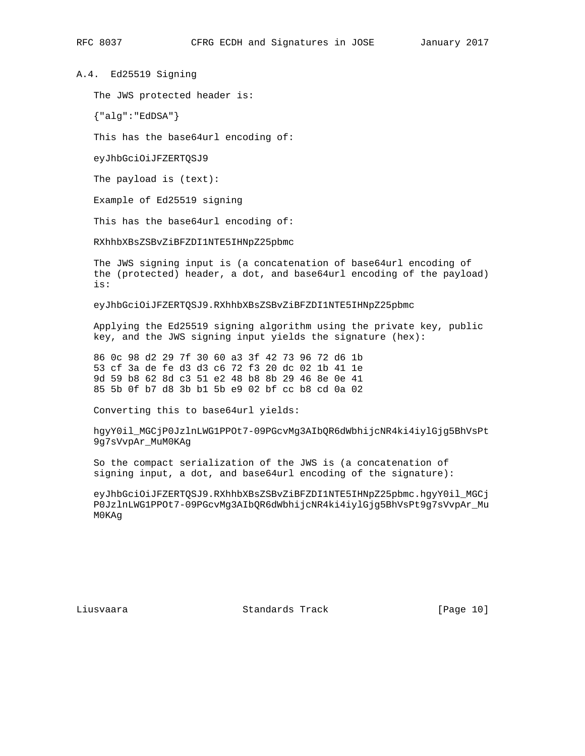### A.4. Ed25519 Signing

The JWS protected header is:

```
{"alg":"EdDSA"}
```

This has the base64url encoding of:

```
eyJhbGciOiJFZERTQSJ9
```

The payload is (text):

```
Example of Ed25519 signing
```

This has the base64url encoding of:

```
RXhhbXBsZSBvZiBFZDI1NTE5IHNpZ25pbmc
```

The JWS signing input is (a concatenation of base64url encoding of the (protected) header, a dot, and base64url encoding of the payload) is:

```
eyJhbGciOiJFZERTQSJ9.RXhhbXBsZSBvZiBFZDI1NTE5IHNpZ25pbmc
```

Applying the Ed25519 signing algorithm using the private key, public key, and the JWS signing input yields the signature (hex):

```
86 0c 98 d2 29 7f 30 60 a3 3f 42 73 96 72 d6 1b
53 cf 3a de fe d3 d3 c6 72 f3 20 dc 02 1b 41 1e
9d 59 b8 62 8d c3 51 e2 48 b8 8b 29 46 8e 0e 41
85 5b 0f b7 d8 3b b1 5b e9 02 bf cc b8 cd 0a 02
```

Converting this to base64url yields:

```
hgyY0il_MGCjP0JzlnLWG1PPOt7-09PGcvMg3AIbQR6dWbhijcNR4ki4iylGjg5BhVsPt
9g7sVvpAr_MuM0KAg
```

So the compact serialization of the JWS is (a concatenation of signing input, a dot, and base64url encoding of the signature):

```
eyJhbGciOiJFZERTQSJ9.RXhhbXBsZSBvZiBFZDI1NTE5IHNpZ25pbmc.hgyY0il_MGCj
P0JzlnLWG1PPOt7-09PGcvMg3AIbQR6dWbhijcNR4ki4iylGjg5BhVsPt9g7sVvpAr_Mu
M0KAg
```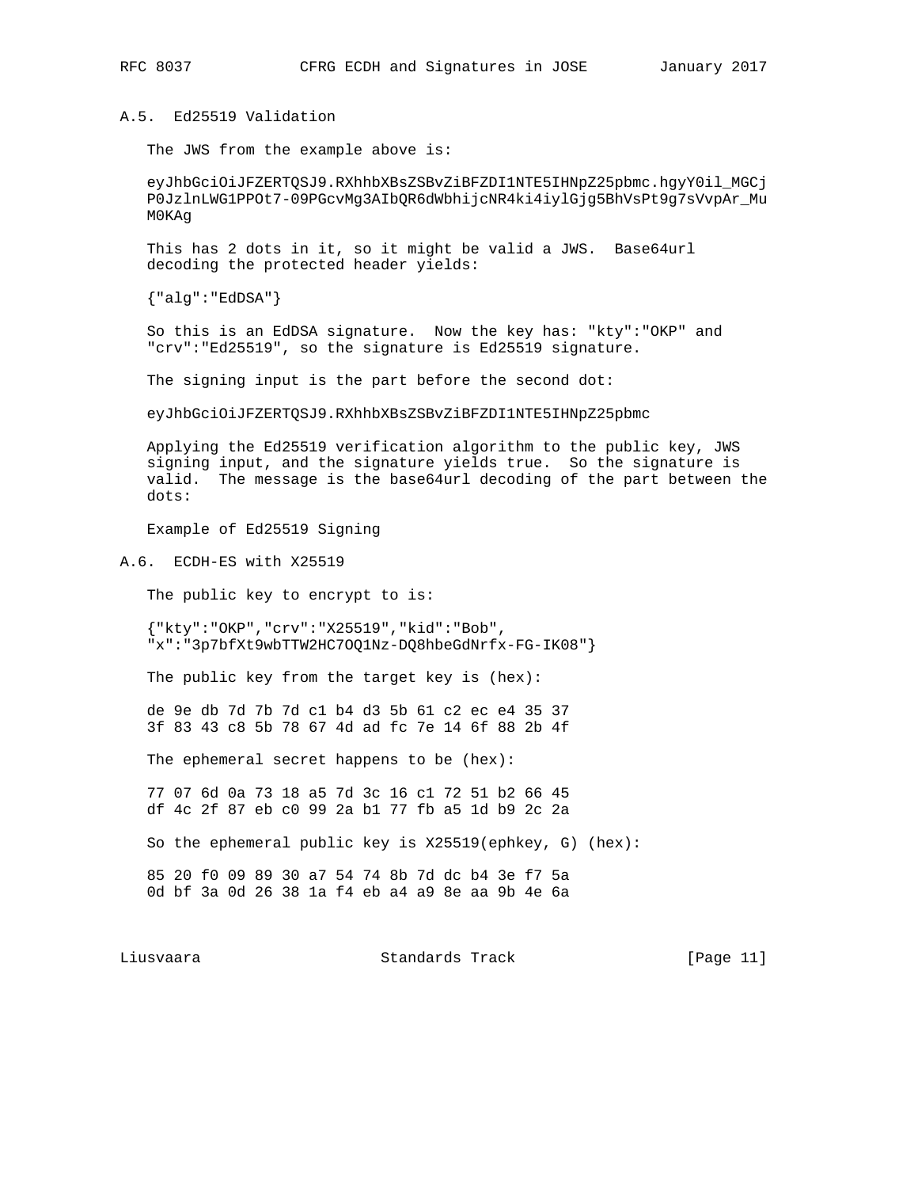### A.5. Ed25519 Validation

The JWS from the example above is:

```
eyJhbGciOiJFZERTQSJ9.RXhhbXBsZSBvZiBFZDI1NTE5IHNpZ25pbmc.hgyY0il_MGCj
P0JzlnLWG1PPOt7-09PGcvMg3AIbQR6dWbhijcNR4ki4iylGjg5BhVsPt9g7sVvpAr_Mu
M0KAg
```

This has 2 dots in it, so it might be valid a JWS. Base64url decoding the protected header yields:

```
{"alg":"EdDSA"}
```

So this is an EdDSA signature. Now the key has: "kty":"OKP" and "crv":"Ed25519", so the signature is Ed25519 signature.

The signing input is the part before the second dot:

```
eyJhbGciOiJFZERTQSJ9.RXhhbXBsZSBvZiBFZDI1NTE5IHNpZ25pbmc
```

Applying the Ed25519 verification algorithm to the public key, JWS signing input, and the signature yields true. So the signature is valid. The message is the base64url decoding of the part between the dots:

```
Example of Ed25519 Signing
```

### A.6. ECDH-ES with X25519

The public key to encrypt to is:

```
{"kty":"OKP","crv":"X25519","kid":"Bob",
"x":"3p7bfXt9wbTTW2HC7OQ1Nz-DQ8hbeGdNrfx-FG-IK08"}
```

The public key from the target key is (hex):

```
de 9e db 7d 7b 7d c1 b4 d3 5b 61 c2 ec e4 35 37
3f 83 43 c8 5b 78 67 4d ad fc 7e 14 6f 88 2b 4f
```

The ephemeral secret happens to be (hex):

```
77 07 6d 0a 73 18 a5 7d 3c 16 c1 72 51 b2 66 45
df 4c 2f 87 eb c0 99 2a b1 77 fb a5 1d b9 2c 2a
```

So the ephemeral public key is X25519(ephkey, G) (hex):

```
85 20 f0 09 89 30 a7 54 74 8b 7d dc b4 3e f7 5a
0d bf 3a 0d 26 38 1a f4 eb a4 a9 8e aa 9b 4e 6a
```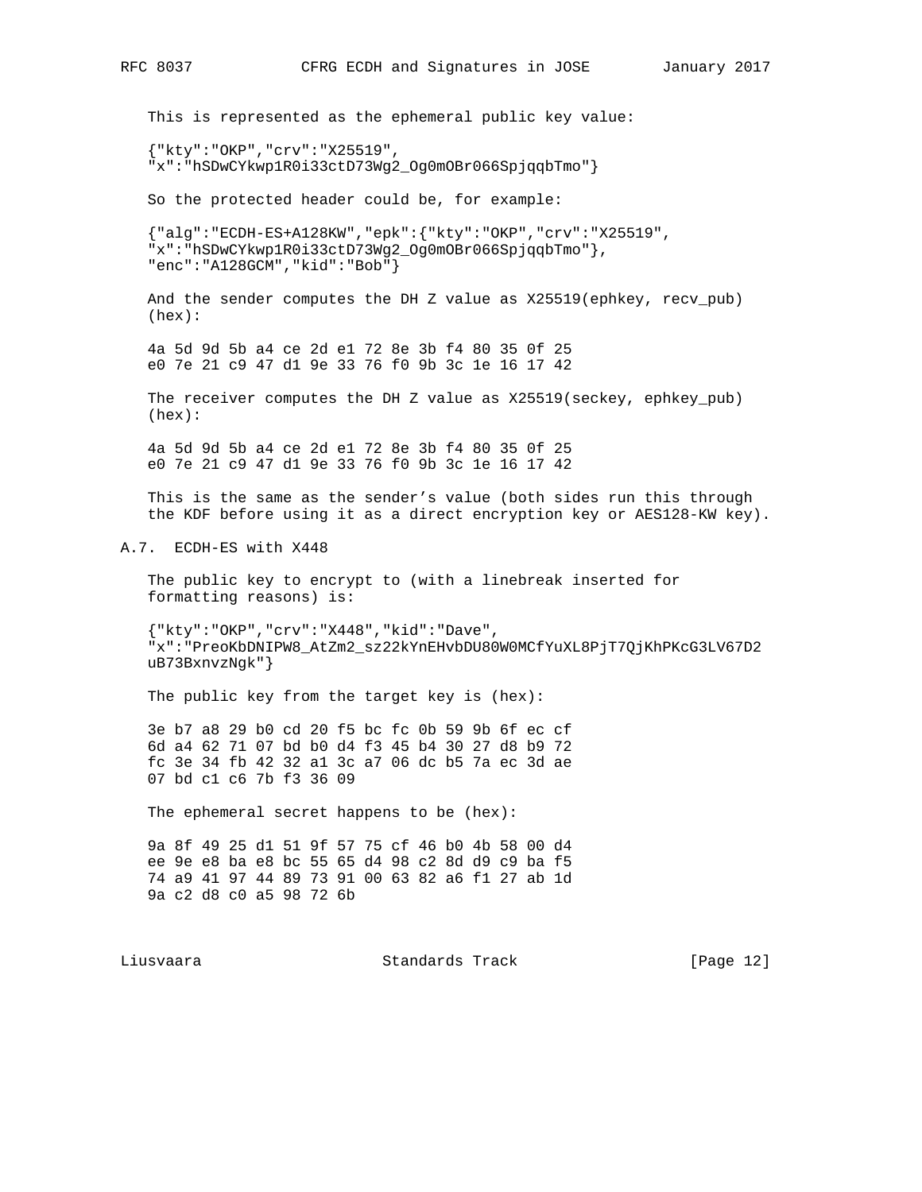This is represented as the ephemeral public key value:

```
{"kty":"OKP","crv":"X25519",
"x":"hSDwCYkwp1R0i33ctD73Wg2_Og0mOBr066SpjqqbTmo"}
```

So the protected header could be, for example:

```
{"alg":"ECDH-ES+A128KW","epk":{"kty":"OKP","crv":"X25519",
"x":"hSDwCYkwp1R0i33ctD73Wg2_Og0mOBr066SpjqqbTmo"},
"enc":"A128GCM","kid":"Bob"}
```

And the sender computes the DH Z value as X25519(ephkey, recv_pub) (hex):

```
4a 5d 9d 5b a4 ce 2d e1 72 8e 3b f4 80 35 0f 25
e0 7e 21 c9 47 d1 9e 33 76 f0 9b 3c 1e 16 17 42
```

The receiver computes the DH Z value as X25519(seckey, ephkey_pub) (hex):

```
4a 5d 9d 5b a4 ce 2d e1 72 8e 3b f4 80 35 0f 25
e0 7e 21 c9 47 d1 9e 33 76 f0 9b 3c 1e 16 17 42
```

This is the same as the sender's value (both sides run this through the KDF before using it as a direct encryption key or AES128-KW key).

## A.7. ECDH-ES with X448

The public key to encrypt to (with a linebreak inserted for formatting reasons) is:

```
{"kty":"OKP","crv":"X448","kid":"Dave",
"x":"PreoKbDNIPW8_AtZm2_sz22kYnEHvbDU80W0MCfYuXL8PjT7QjKhPKcG3LV67D2
uB73BxnvzNgk"}
```

The public key from the target key is (hex):

```
3e b7 a8 29 b0 cd 20 f5 bc fc 0b 59 9b 6f ec cf
6d a4 62 71 07 bd b0 d4 f3 45 b4 30 27 d8 b9 72
fc 3e 34 fb 42 32 a1 3c a7 06 dc b5 7a ec 3d ae
07 bd c1 c6 7b f3 36 09
```

The ephemeral secret happens to be (hex):

```
9a 8f 49 25 d1 51 9f 57 75 cf 46 b0 4b 58 00 d4
ee 9e e8 ba e8 bc 55 65 d4 98 c2 8d d9 c9 ba f5
74 a9 41 97 44 89 73 91 00 63 82 a6 f1 27 ab 1d
9a c2 d8 c0 a5 98 72 6b
```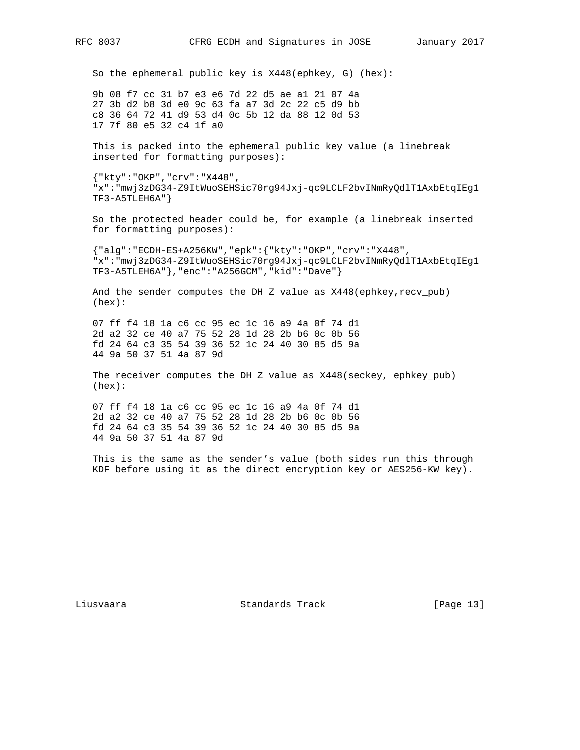So the ephemeral public key is X448(ephkey, G) (hex):

```
9b 08 f7 cc 31 b7 e3 e6 7d 22 d5 ae a1 21 07 4a
27 3b d2 b8 3d e0 9c 63 fa a7 3d 2c 22 c5 d9 bb
c8 36 64 72 41 d9 53 d4 0c 5b 12 da 88 12 0d 53
17 7f 80 e5 32 c4 1f a0
```

This is packed into the ephemeral public key value (a linebreak inserted for formatting purposes):

```
{"kty":"OKP","crv":"X448",
"x":"mwj3zDG34-Z9ItWuoSEHSic70rg94Jxj-qc9LCLF2bvINmRyQdlT1AxbEtqIEg1
TF3-A5TLEH6A"}
```

So the protected header could be, for example (a linebreak inserted for formatting purposes):

```
{"alg":"ECDH-ES+A256KW","epk":{"kty":"OKP","crv":"X448",
"x":"mwj3zDG34-Z9ItWuoSEHSic70rg94Jxj-qc9LCLF2bvINmRyQdlT1AxbEtqIEg1
TF3-A5TLEH6A"},"enc":"A256GCM","kid":"Dave"}
```

And the sender computes the DH Z value as X448(ephkey,recv_pub) (hex):

```
07 ff f4 18 1a c6 cc 95 ec 1c 16 a9 4a 0f 74 d1
2d a2 32 ce 40 a7 75 52 28 1d 28 2b b6 0c 0b 56
fd 24 64 c3 35 54 39 36 52 1c 24 40 30 85 d5 9a
44 9a 50 37 51 4a 87 9d
```

The receiver computes the DH Z value as X448(seckey, ephkey_pub) (hex):

```
07 ff f4 18 1a c6 cc 95 ec 1c 16 a9 4a 0f 74 d1
2d a2 32 ce 40 a7 75 52 28 1d 28 2b b6 0c 0b 56
fd 24 64 c3 35 54 39 36 52 1c 24 40 30 85 d5 9a
44 9a 50 37 51 4a 87 9d
```

This is the same as the sender's value (both sides run this through KDF before using it as the direct encryption key or AES256-KW key).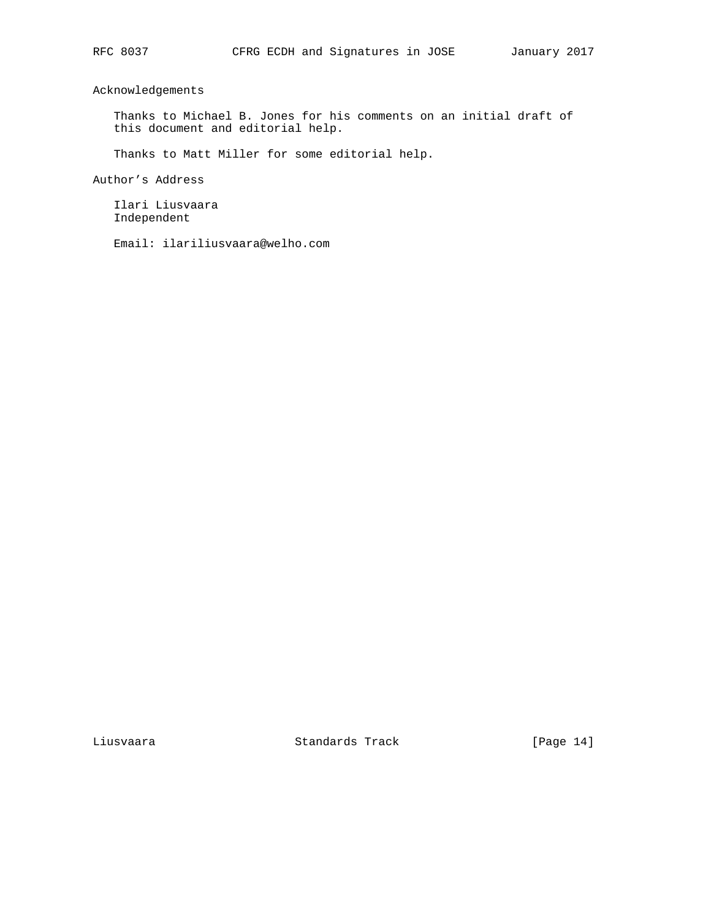## Acknowledgements

Thanks to Michael B. Jones for his comments on an initial draft of this document and editorial help.

Thanks to Matt Miller for some editorial help.

## Author's Address

Ilari Liusvaara
Independent

Email: ilariliusvaara@welho.com